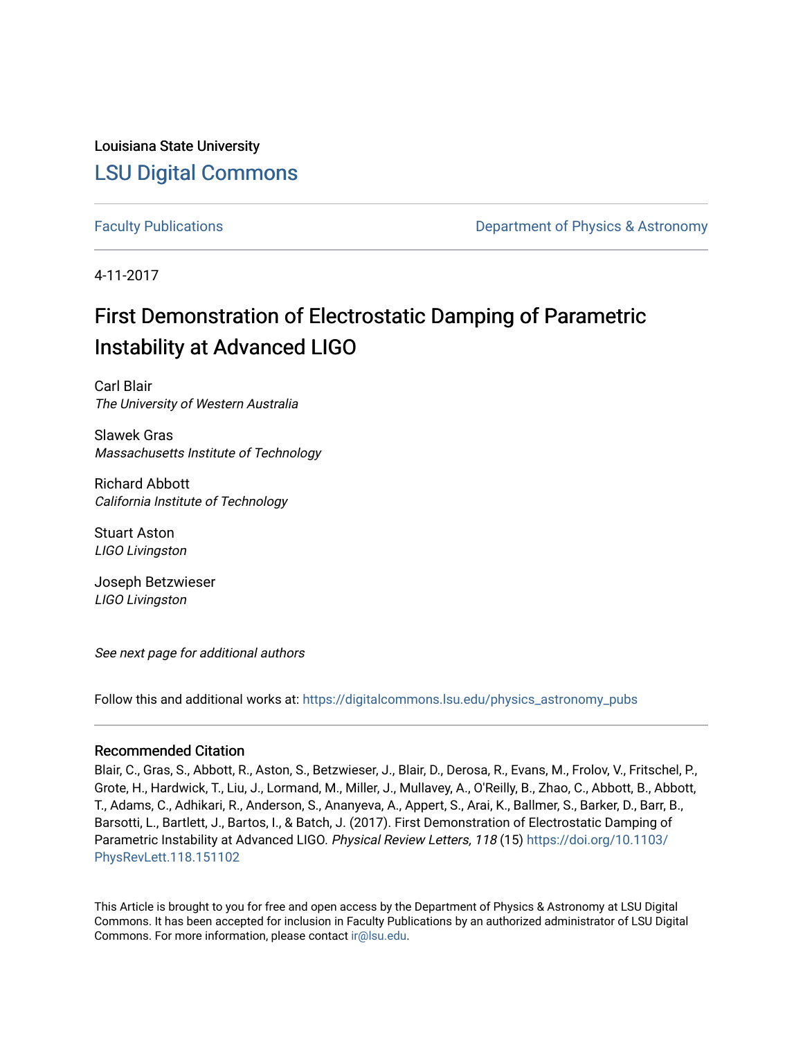Louisiana State University

# LSU Digital Commons

Faculty Publications | Department of Physics & Astronomy

4-11-2017

# First Demonstration of Electrostatic Damping of Parametric Instability at Advanced LIGO

Carl Blair
*The University of Western Australia*

Slawek Gras
*Massachusetts Institute of Technology*

Richard Abbott
*California Institute of Technology*

Stuart Aston
*LIGO Livingston*

Joseph Betzwieser
*LIGO Livingston*

*See next page for additional authors*

Follow this and additional works at: https://digitalcommons.lsu.edu/physics_astronomy_pubs

### Recommended Citation

Blair, C., Gras, S., Abbott, R., Aston, S., Betzwieser, J., Blair, D., Derosa, R., Evans, M., Frolov, V., Fritschel, P., Grote, H., Hardwick, T., Liu, J., Lormand, M., Miller, J., Mullavey, A., O'Reilly, B., Zhao, C., Abbott, B., Abbott, T., Adams, C., Adhikari, R., Anderson, S., Ananyeva, A., Appert, S., Arai, K., Ballmer, S., Barker, D., Barr, B., Barsotti, L., Bartlett, J., Bartos, I., & Batch, J. (2017). First Demonstration of Electrostatic Damping of Parametric Instability at Advanced LIGO. *Physical Review Letters, 118* (15) https://doi.org/10.1103/PhysRevLett.118.151102

This Article is brought to you for free and open access by the Department of Physics & Astronomy at LSU Digital Commons. It has been accepted for inclusion in Faculty Publications by an authorized administrator of LSU Digital Commons. For more information, please contact ir@lsu.edu.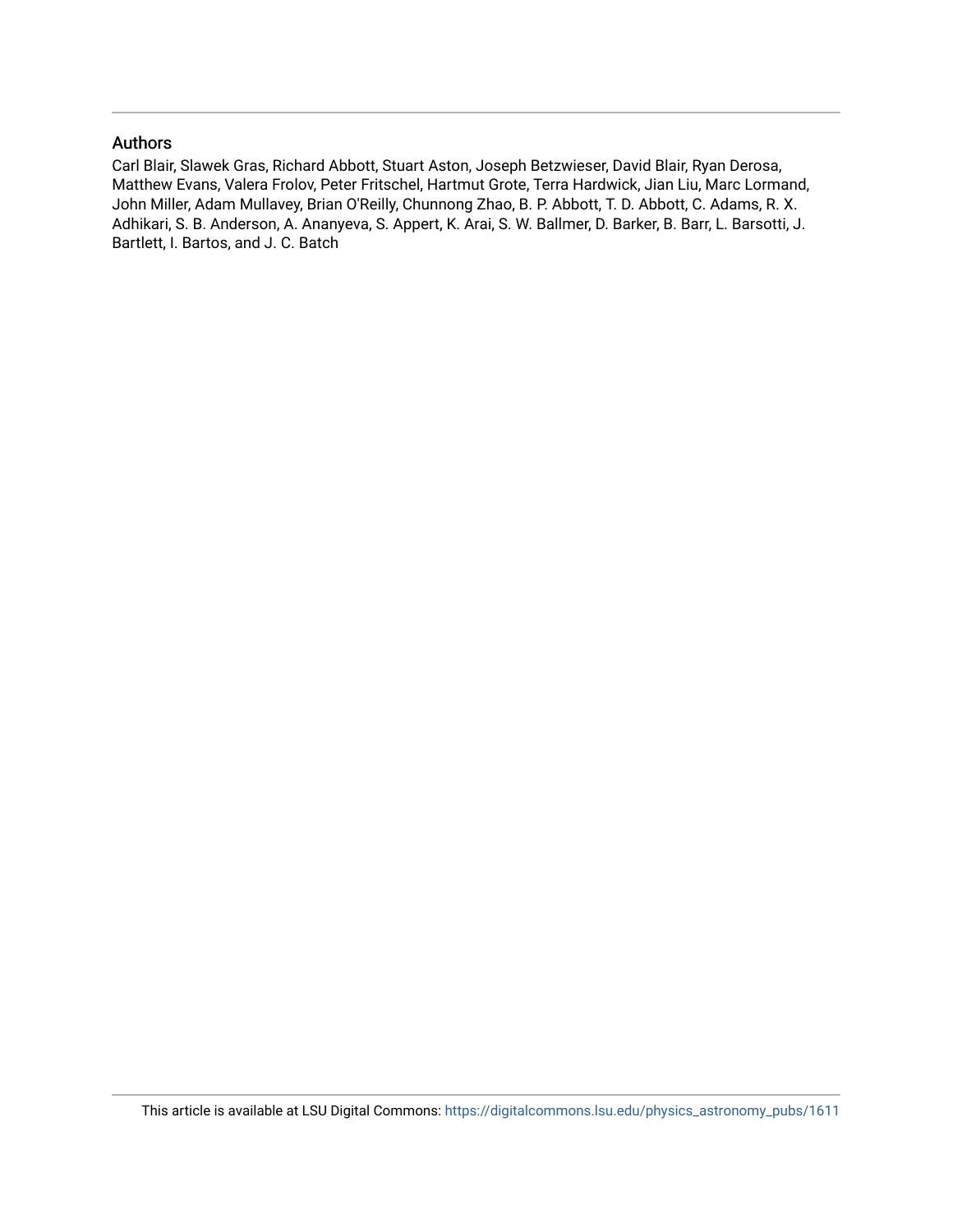## Authors

Carl Blair, Slawek Gras, Richard Abbott, Stuart Aston, Joseph Betzwieser, David Blair, Ryan Derosa, Matthew Evans, Valera Frolov, Peter Fritschel, Hartmut Grote, Terra Hardwick, Jian Liu, Marc Lormand, John Miller, Adam Mullavey, Brian O'Reilly, Chunnong Zhao, B. P. Abbott, T. D. Abbott, C. Adams, R. X. Adhikari, S. B. Anderson, A. Ananyeva, S. Appert, K. Arai, S. W. Ballmer, D. Barker, B. Barr, L. Barsotti, J. Bartlett, I. Bartos, and J. C. Batch

This article is available at LSU Digital Commons: https://digitalcommons.lsu.edu/physics_astronomy_pubs/1611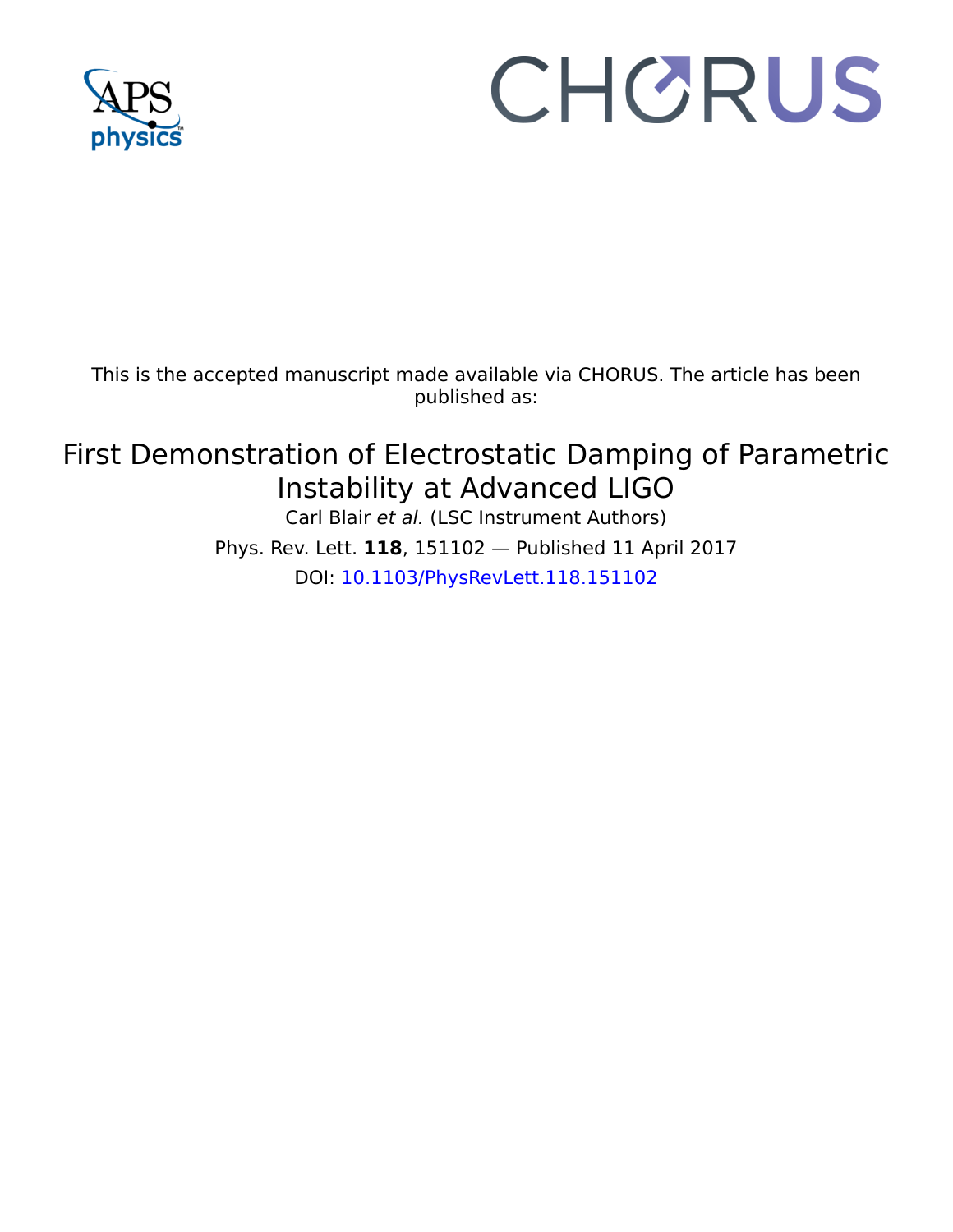This is the accepted manuscript made available via CHORUS. The article has been published as:

# First Demonstration of Electrostatic Damping of Parametric Instability at Advanced LIGO

Carl Blair *et al.* (LSC Instrument Authors)

Phys. Rev. Lett. **118**, 151102 — Published 11 April 2017

DOI: 10.1103/PhysRevLett.118.151102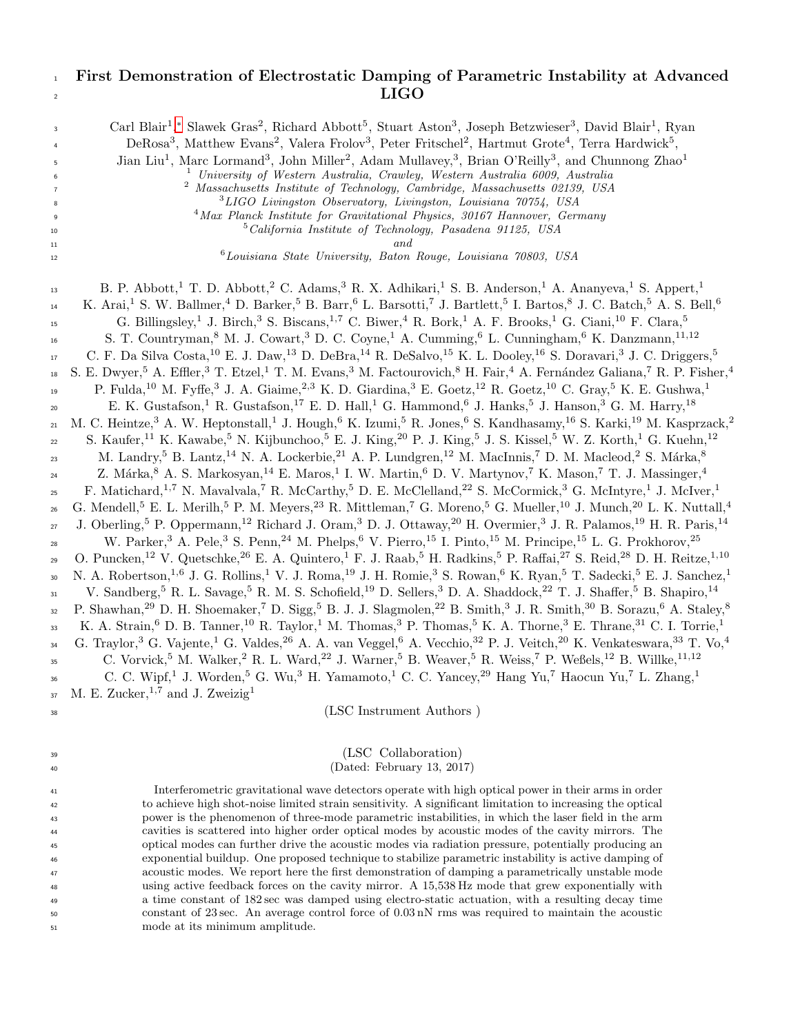# First Demonstration of Electrostatic Damping of Parametric Instability at Advanced LIGO

Carl Blair[1,*] Slawek Gras[2], Richard Abbott[5], Stuart Aston[3], Joseph Betzwieser[3], David Blair[1], Ryan DeRosa[3], Matthew Evans[2], Valera Frolov[3], Peter Fritschel[2], Hartmut Grote[4], Terra Hardwick[5], Jian Liu[1], Marc Lormand[3], John Miller[2], Adam Mullavey,[3], Brian O'Reilly[3], and Chunnong Zhao[1]

[1] *University of Western Australia, Crawley, Western Australia 6009, Australia*
[2] *Massachusetts Institute of Technology, Cambridge, Massachusetts 02139, USA*
[3] *LIGO Livingston Observatory, Livingston, Louisiana 70754, USA*
[4] *Max Planck Institute for Gravitational Physics, 30167 Hannover, Germany*
[5] *California Institute of Technology, Pasadena 91125, USA*
*and*
[6] *Louisiana State University, Baton Rouge, Louisiana 70803, USA*

B. P. Abbott,[1] T. D. Abbott,[2] C. Adams,[3] R. X. Adhikari,[1] S. B. Anderson,[1] A. Ananyeva,[1] S. Appert,[1] K. Arai,[1] S. W. Ballmer,[4] D. Barker,[5] B. Barr,[6] L. Barsotti,[7] J. Bartlett,[5] I. Bartos,[8] J. C. Batch,[5] A. S. Bell,[6] G. Billingsley,[1] J. Birch,[3] S. Biscans,[1,7] C. Biwer,[4] R. Bork,[1] A. F. Brooks,[1] G. Ciani,[10] F. Clara,[5] S. T. Countryman,[8] M. J. Cowart,[3] D. C. Coyne,[1] A. Cumming,[6] L. Cunningham,[6] K. Danzmann,[11,12] C. F. Da Silva Costa,[10] E. J. Daw,[13] D. DeBra,[14] R. DeSalvo,[15] K. L. Dooley,[16] S. Doravari,[3] J. C. Driggers,[5] S. E. Dwyer,[5] A. Effler,[3] T. Etzel,[1] T. M. Evans,[3] M. Factourovich,[8] H. Fair,[4] A. Fernández Galiana,[7] R. P. Fisher,[4] P. Fulda,[10] M. Fyffe,[3] J. A. Giaime,[2,3] K. D. Giardina,[3] E. Goetz,[12] R. Goetz,[10] C. Gray,[5] K. E. Gushwa,[1] E. K. Gustafson,[1] R. Gustafson,[17] E. D. Hall,[1] G. Hammond,[6] J. Hanks,[5] J. Hanson,[3] G. M. Harry,[18] M. C. Heintze,[3] A. W. Heptonstall,[1] J. Hough,[6] K. Izumi,[5] R. Jones,[6] S. Kandhasamy,[16] S. Karki,[19] M. Kasprzack,[2] S. Kaufer,[11] K. Kawabe,[5] N. Kijbunchoo,[5] E. J. King,[20] P. J. King,[5] J. S. Kissel,[5] W. Z. Korth,[1] G. Kuehn,[12] M. Landry,[5] B. Lantz,[14] N. A. Lockerbie,[21] A. P. Lundgren,[12] M. MacInnis,[7] D. M. Macleod,[2] S. Márka,[8] Z. Márka,[8] A. S. Markosyan,[14] E. Maros,[1] I. W. Martin,[6] D. V. Martynov,[7] K. Mason,[7] T. J. Massinger,[4] F. Matichard,[1,7] N. Mavalvala,[7] R. McCarthy,[5] D. E. McClelland,[22] S. McCormick,[3] G. McIntyre,[1] J. McIver,[1] G. Mendell,[5] E. L. Merilh,[5] P. M. Meyers,[23] R. Mittleman,[7] G. Moreno,[5] G. Mueller,[10] J. Munch,[20] L. K. Nuttall,[4] J. Oberling,[5] P. Oppermann,[12] Richard J. Oram,[3] D. J. Ottaway,[20] H. Overmier,[3] J. R. Palamos,[19] H. R. Paris,[14] W. Parker,[3] A. Pele,[3] S. Penn,[24] M. Phelps,[6] V. Pierro,[15] I. Pinto,[15] M. Principe,[15] L. G. Prokhorov,[25] O. Puncken,[12] V. Quetschke,[26] E. A. Quintero,[1] F. J. Raab,[5] H. Radkins,[5] P. Raffai,[27] S. Reid,[28] D. H. Reitze,[1,10] N. A. Robertson,[1,6] J. G. Rollins,[1] V. J. Roma,[19] J. H. Romie,[3] S. Rowan,[6] K. Ryan,[5] T. Sadecki,[5] E. J. Sanchez,[1] V. Sandberg,[5] R. L. Savage,[5] R. M. S. Schofield,[19] D. Sellers,[3] D. A. Shaddock,[22] T. J. Shaffer,[5] B. Shapiro,[14] P. Shawhan,[29] D. H. Shoemaker,[7] D. Sigg,[5] B. J. J. Slagmolen,[22] B. Smith,[3] J. R. Smith,[30] B. Sorazu,[6] A. Staley,[8] K. A. Strain,[6] D. B. Tanner,[10] R. Taylor,[1] M. Thomas,[3] P. Thomas,[5] K. A. Thorne,[3] E. Thrane,[31] C. I. Torrie,[1] G. Traylor,[3] G. Vajente,[1] G. Valdes,[26] A. A. van Veggel,[6] A. Vecchio,[32] P. J. Veitch,[20] K. Venkateswara,[33] T. Vo,[4] C. Vorvick,[5] M. Walker,[2] R. L. Ward,[22] J. Warner,[5] B. Weaver,[5] R. Weiss,[7] P. Weßels,[12] B. Willke,[11,12] C. C. Wipf,[1] J. Worden,[5] G. Wu,[3] H. Yamamoto,[1] C. C. Yancey,[29] Hang Yu,[7] Haocun Yu,[7] L. Zhang,[1] M. E. Zucker,[1,7] and J. Zweizig[1]

(LSC Instrument Authors )

(LSC Collaboration)
(Dated: February 13, 2017)

Interferometric gravitational wave detectors operate with high optical power in their arms in order to achieve high shot-noise limited strain sensitivity. A significant limitation to increasing the optical power is the phenomenon of three-mode parametric instabilities, in which the laser field in the arm cavities is scattered into higher order optical modes by acoustic modes of the cavity mirrors. The optical modes can further drive the acoustic modes via radiation pressure, potentially producing an exponential buildup. One proposed technique to stabilize parametric instability is active damping of acoustic modes. We report here the first demonstration of damping a parametrically unstable mode using active feedback forces on the cavity mirror. A 15,538 Hz mode that grew exponentially with a time constant of 182 sec was damped using electro-static actuation, with a resulting decay time constant of 23 sec. An average control force of 0.03 nN rms was required to maintain the acoustic mode at its minimum amplitude.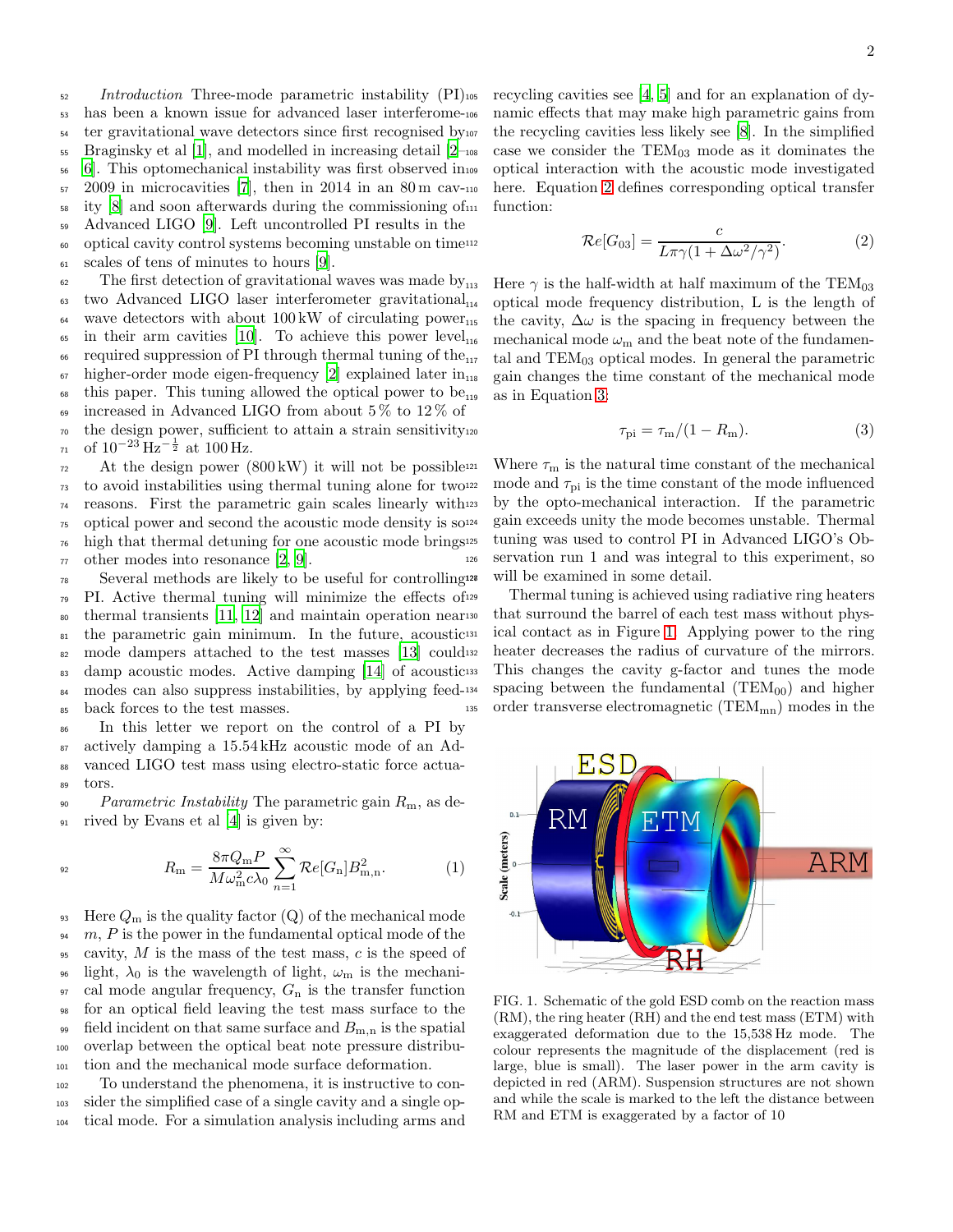*Introduction* Three-mode parametric instability (PI) has been a known issue for advanced laser interferometer gravitational wave detectors since first recognised by Braginsky et al [1], and modelled in increasing detail [2–6]. This optomechanical instability was first observed in 2009 in microcavities [7], then in 2014 in an 80 m cavity [8] and soon afterwards during the commissioning of Advanced LIGO [9]. Left uncontrolled PI results in the optical cavity control systems becoming unstable on time scales of tens of minutes to hours [9].

The first detection of gravitational waves was made by two Advanced LIGO laser interferometer gravitational wave detectors with about 100 kW of circulating power in their arm cavities [10]. To achieve this power level required suppression of PI through thermal tuning of the higher-order mode eigen-frequency [2] explained later in this paper. This tuning allowed the optical power to be increased in Advanced LIGO from about 5 % to 12 % of the design power, sufficient to attain a strain sensitivity of $10^{-23}\,\mathrm{Hz}^{-\frac{1}{2}}$ at 100 Hz.

At the design power (800 kW) it will not be possible to avoid instabilities using thermal tuning alone for two reasons. First the parametric gain scales linearly with optical power and second the acoustic mode density is so high that thermal detuning for one acoustic mode brings other modes into resonance [2, 9].

Several methods are likely to be useful for controlling PI. Active thermal tuning will minimize the effects of thermal transients [11, 12] and maintain operation near the parametric gain minimum. In the future, acoustic mode dampers attached to the test masses [13] could damp acoustic modes. Active damping [14] of acoustic modes can also suppress instabilities, by applying feedback forces to the test masses.

In this letter we report on the control of a PI by actively damping a 15.54 kHz acoustic mode of an Advanced LIGO test mass using electro-static force actuators.

*Parametric Instability* The parametric gain $R_\mathrm{m}$, as derived by Evans et al [4] is given by:

$$R_\mathrm{m} = \frac{8\pi Q_\mathrm{m} P}{M\omega_\mathrm{m}^2 c\lambda_0}\sum_{n=1}^{\infty}\mathcal{R}e[G_\mathrm{n}]B_\mathrm{m,n}^2. \tag{1}$$

Here $Q_\mathrm{m}$ is the quality factor (Q) of the mechanical mode $m$, $P$ is the power in the fundamental optical mode of the cavity, $M$ is the mass of the test mass, $c$ is the speed of light, $\lambda_0$ is the wavelength of light, $\omega_\mathrm{m}$ is the mechanical mode angular frequency, $G_\mathrm{n}$ is the transfer function for an optical field leaving the test mass surface to the field incident on that same surface and $B_\mathrm{m,n}$ is the spatial overlap between the optical beat note pressure distribution and the mechanical mode surface deformation.

To understand the phenomena, it is instructive to consider the simplified case of a single cavity and a single optical mode. For a simulation analysis including arms and recycling cavities see [4, 5] and for an explanation of dynamic effects that may make high parametric gains from the recycling cavities less likely see [8]. In the simplified case we consider the $\mathrm{TEM}_{03}$ mode as it dominates the optical interaction with the acoustic mode investigated here. Equation 2 defines corresponding optical transfer function:

$$\mathcal{R}e[G_{03}] = \frac{c}{L\pi\gamma(1+\Delta\omega^2/\gamma^2)}. \tag{2}$$

Here $\gamma$ is the half-width at half maximum of the $\mathrm{TEM}_{03}$ optical mode frequency distribution, L is the length of the cavity, $\Delta\omega$ is the spacing in frequency between the mechanical mode $\omega_\mathrm{m}$ and the beat note of the fundamental and $\mathrm{TEM}_{03}$ optical modes. In general the parametric gain changes the time constant of the mechanical mode as in Equation 3:

$$\tau_\mathrm{pi} = \tau_\mathrm{m}/(1-R_\mathrm{m}). \tag{3}$$

Where $\tau_\mathrm{m}$ is the natural time constant of the mechanical mode and $\tau_\mathrm{pi}$ is the time constant of the mode influenced by the opto-mechanical interaction. If the parametric gain exceeds unity the mode becomes unstable. Thermal tuning was used to control PI in Advanced LIGO's Observation run 1 and was integral to this experiment, so will be examined in some detail.

Thermal tuning is achieved using radiative ring heaters that surround the barrel of each test mass without physical contact as in Figure 1. Applying power to the ring heater decreases the radius of curvature of the mirrors. This changes the cavity g-factor and tunes the mode spacing between the fundamental ($\mathrm{TEM}_{00}$) and higher order transverse electromagnetic ($\mathrm{TEM}_{mn}$) modes in the

FIG. 1. Schematic of the gold ESD comb on the reaction mass (RM), the ring heater (RH) and the end test mass (ETM) with exaggerated deformation due to the 15,538 Hz mode. The colour represents the magnitude of the displacement (red is large, blue is small). The laser power in the arm cavity is depicted in red (ARM). Suspension structures are not shown and while the scale is marked to the left the distance between RM and ETM is exaggerated by a factor of 10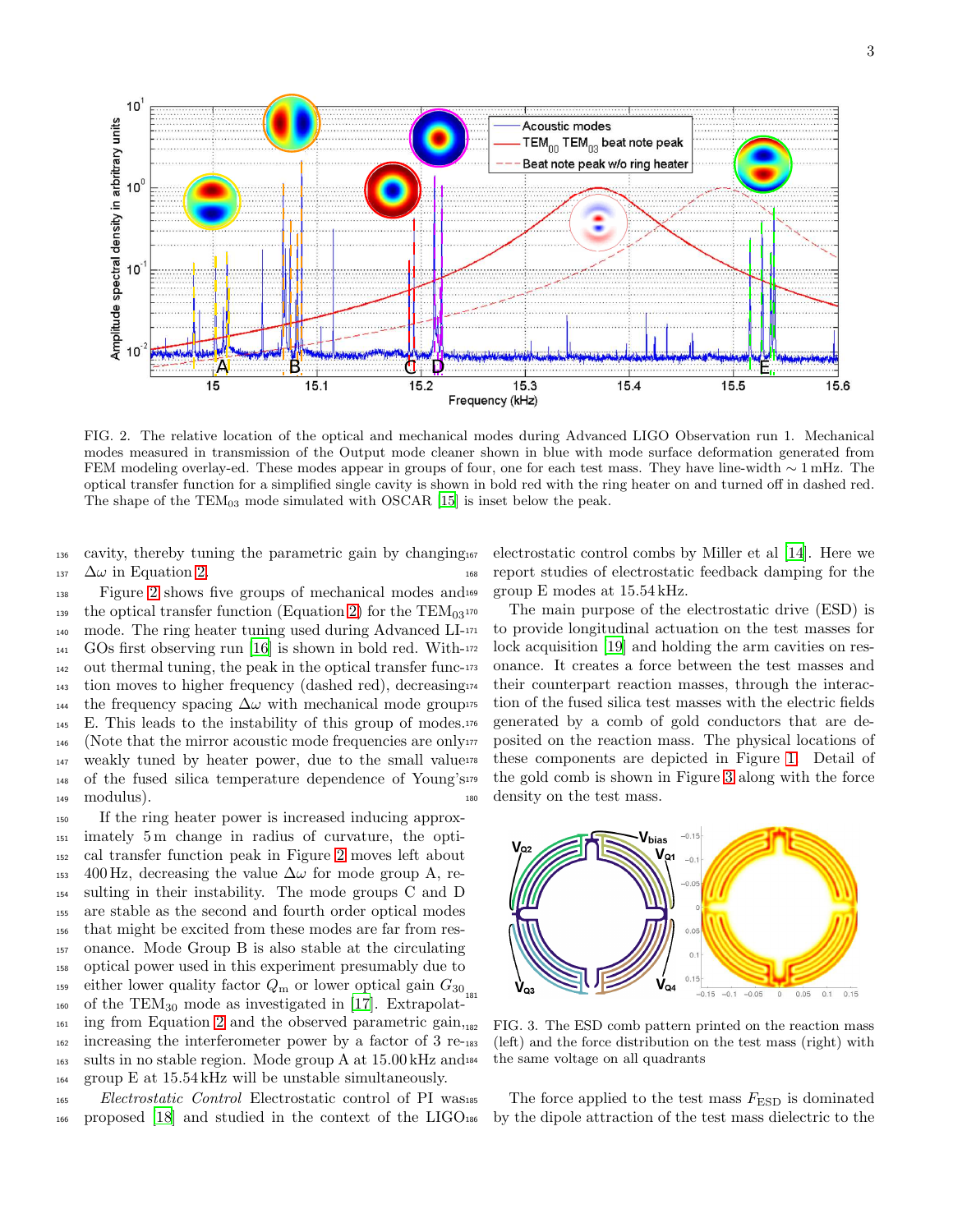FIG. 2. The relative location of the optical and mechanical modes during Advanced LIGO Observation run 1. Mechanical modes measured in transmission of the Output mode cleaner shown in blue with mode surface deformation generated from FEM modeling overlay-ed. These modes appear in groups of four, one for each test mass. They have line-width $\sim 1$ mHz. The optical transfer function for a simplified single cavity is shown in bold red with the ring heater on and turned off in dashed red. The shape of the $TEM_{03}$ mode simulated with OSCAR [15] is inset below the peak.

cavity, thereby tuning the parametric gain by changing $\Delta\omega$ in Equation 2.

Figure 2 shows five groups of mechanical modes and the optical transfer function (Equation 2) for the $TEM_{03}$ mode. The ring heater tuning used during Advanced LIGOs first observing run [16] is shown in bold red. Without thermal tuning, the peak in the optical transfer function moves to higher frequency (dashed red), decreasing the frequency spacing $\Delta\omega$ with mechanical mode group E. This leads to the instability of this group of modes. (Note that the mirror acoustic mode frequencies are only weakly tuned by heater power, due to the small value of the fused silica temperature dependence of Young's modulus).

If the ring heater power is increased inducing approximately 5 m change in radius of curvature, the optical transfer function peak in Figure 2 moves left about 400 Hz, decreasing the value $\Delta\omega$ for mode group A, resulting in their instability. The mode groups C and D are stable as the second and fourth order optical modes that might be excited from these modes are far from resonance. Mode Group B is also stable at the circulating optical power used in this experiment presumably due to either lower quality factor $Q_m$ or lower optical gain $G_{30}$ of the $TEM_{30}$ mode as investigated in [17]. Extrapolating from Equation 2 and the observed parametric gain, increasing the interferometer power by a factor of 3 results in no stable region. Mode group A at 15.00 kHz and group E at 15.54 kHz will be unstable simultaneously.

*Electrostatic Control* Electrostatic control of PI was proposed [18] and studied in the context of the LIGO electrostatic control combs by Miller et al [14]. Here we report studies of electrostatic feedback damping for the group E modes at 15.54 kHz.

The main purpose of the electrostatic drive (ESD) is to provide longitudinal actuation on the test masses for lock acquisition [19] and holding the arm cavities on resonance. It creates a force between the test masses and their counterpart reaction masses, through the interaction of the fused silica test masses with the electric fields generated by a comb of gold conductors that are deposited on the reaction mass. The physical locations of these components are depicted in Figure 1. Detail of the gold comb is shown in Figure 3 along with the force density on the test mass.

FIG. 3. The ESD comb pattern printed on the reaction mass (left) and the force distribution on the test mass (right) with the same voltage on all quadrants

The force applied to the test mass $F_{ESD}$ is dominated by the dipole attraction of the test mass dielectric to the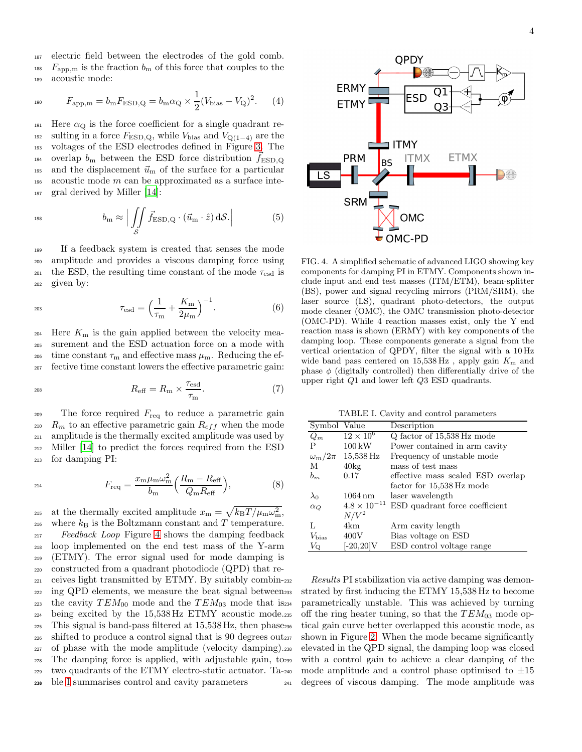electric field between the electrodes of the gold comb. $F_{\rm app,m}$ is the fraction $b_{\rm m}$ of this force that couples to the acoustic mode:

$$F_{\rm app,m} = b_{\rm m} F_{\rm ESD,Q} = b_{\rm m}\alpha_{\rm Q} \times \frac{1}{2}(V_{\rm bias} - V_{\rm Q})^2. \quad (4)$$

Here $\alpha_{\rm Q}$ is the force coefficient for a single quadrant resulting in a force $F_{\rm ESD,Q}$, while $V_{\rm bias}$ and $V_{\rm Q(1-4)}$ are the voltages of the ESD electrodes defined in Figure 3. The overlap $b_{\rm m}$ between the ESD force distribution $\vec{f}_{\rm ESD,Q}$ and the displacement $\vec{u}_{\rm m}$ of the surface for a particular acoustic mode $m$ can be approximated as a surface integral derived by Miller [14]:

$$b_{\rm m} \approx \left| \iint_{\mathcal{S}} \vec{f}_{\rm ESD,Q} \cdot (\vec{u}_{\rm m} \cdot \hat{z})\, {\rm d}\mathcal{S} \right| \quad (5)$$

If a feedback system is created that senses the mode amplitude and provides a viscous damping force using the ESD, the resulting time constant of the mode $\tau_{\rm esd}$ is given by:

$$\tau_{\rm esd} = \left(\frac{1}{\tau_{\rm m}} + \frac{K_{\rm m}}{2\mu_{\rm m}}\right)^{-1}. \quad (6)$$

Here $K_{\rm m}$ is the gain applied between the velocity measurement and the ESD actuation force on a mode with time constant $\tau_{\rm m}$ and effective mass $\mu_{\rm m}$. Reducing the effective time constant lowers the effective parametric gain:

$$R_{\rm eff} = R_{\rm m} \times \frac{\tau_{\rm esd}}{\tau_{\rm m}}. \quad (7)$$

The force required $F_{\rm req}$ to reduce a parametric gain $R_m$ to an effective parametric gain $R_{eff}$ when the mode amplitude is the thermally excited amplitude was used by Miller [14] to predict the forces required from the ESD for damping PI:

$$F_{\rm req} = \frac{x_{\rm m}\mu_{\rm m}\omega_{\rm m}^2}{b_{\rm m}}\left(\frac{R_{\rm m} - R_{\rm eff}}{Q_{\rm m} R_{\rm eff}}\right), \quad (8)$$

at the thermally excited amplitude $x_{\rm m} = \sqrt{k_{\rm B}T/\mu_{\rm m}\omega_{\rm m}^2}$, where $k_{\rm B}$ is the Boltzmann constant and $T$ temperature.

*Feedback Loop* Figure 4 shows the damping feedback loop implemented on the end test mass of the Y-arm (ETMY). The error signal used for mode damping is constructed from a quadrant photodiode (QPD) that receives light transmitted by ETMY. By suitably combining QPD elements, we measure the beat signal between the cavity $TEM_{00}$ mode and the $TEM_{03}$ mode that is being excited by the 15,538 Hz ETMY acoustic mode. This signal is band-pass filtered at 15,538 Hz, then phase shifted to produce a control signal that is 90 degrees out of phase with the mode amplitude (velocity damping). The damping force is applied, with adjustable gain, to two quadrants of the ETMY electro-static actuator. Table I summarises control and cavity parameters

FIG. 4. A simplified schematic of advanced LIGO showing key components for damping PI in ETMY. Components shown include input and end test masses (ITM/ETM), beam-splitter (BS), power and signal recycling mirrors (PRM/SRM), the laser source (LS), quadrant photo-detectors, the output mode cleaner (OMC), the OMC transmission photo-detector (OMC-PD). While 4 reaction masses exist, only the Y end reaction mass is shown (ERMY) with key components of the damping loop. These components generate a signal from the vertical orientation of QPDY, filter the signal with a 10 Hz wide band pass centered on 15,538 Hz , apply gain $K_{\rm m}$ and phase $\phi$ (digitally controlled) then differentially drive of the upper right $Q1$ and lower left $Q3$ ESD quadrants.

TABLE I. Cavity and control parameters

| Symbol | Value | Description |
|---|---|---|
| $Q_m$ | $12 \times 10^6$ | Q factor of 15,538 Hz mode |
| P | 100 kW | Power contained in arm cavity |
| $\omega_m/2\pi$ | 15,538 Hz | Frequency of unstable mode |
| M | 40kg | mass of test mass |
| $b_m$ | 0.17 | effective mass scaled ESD overlap factor for 15,538 Hz mode |
| $\lambda_0$ | 1064 nm | laser wavelength |
| $\alpha_Q$ | $4.8 \times 10^{-11}$ $N/V^2$ | ESD quadrant force coefficient |
| L | 4km | Arm cavity length |
| $V_{\rm bias}$ | 400V | Bias voltage on ESD |
| $V_{\rm Q}$ | [-20,20]V | ESD control voltage range |

*Results* PI stabilization via active damping was demonstrated by first inducing the ETMY 15,538 Hz to become parametrically unstable. This was achieved by turning off the ring heater tuning, so that the $TEM_{03}$ mode optical gain curve better overlapped this acoustic mode, as shown in Figure 2. When the mode became significantly elevated in the QPD signal, the damping loop was closed with a control gain to achieve a clear damping of the mode amplitude and a control phase optimised to ±15 degrees of viscous damping. The mode amplitude was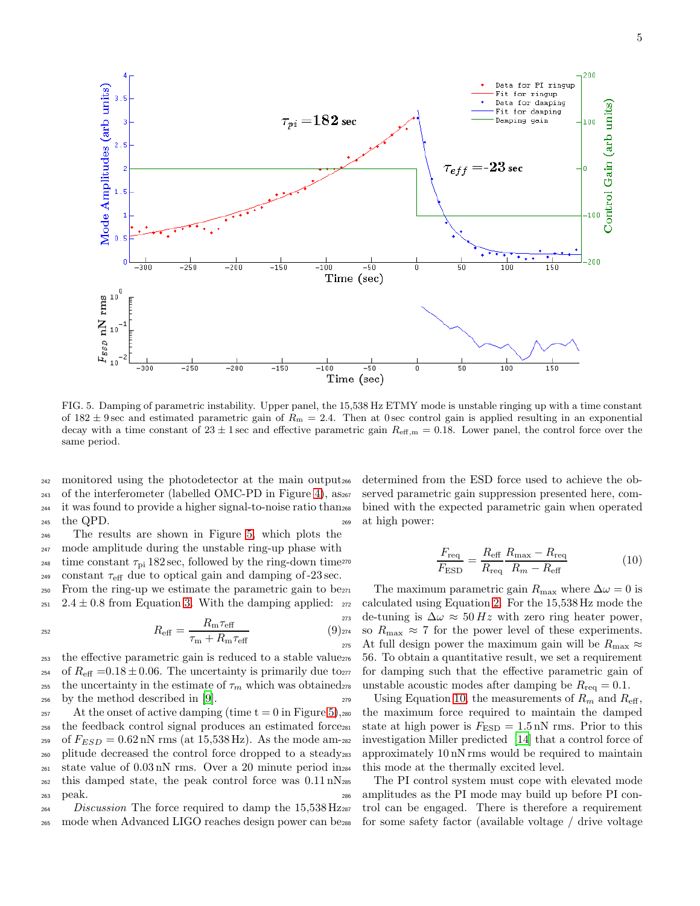FIG. 5. Damping of parametric instability. Upper panel, the 15,538 Hz ETMY mode is unstable ringing up with a time constant of $182 \pm 9$ sec and estimated parametric gain of $R_{\rm m} = 2.4$. Then at 0 sec control gain is applied resulting in an exponential decay with a time constant of $23 \pm 1$ sec and effective parametric gain $R_{\rm eff,m} = 0.18$. Lower panel, the control force over the same period.

monitored using the photodetector at the main output of the interferometer (labelled OMC-PD in Figure 4), as it was found to provide a higher signal-to-noise ratio than the QPD.

The results are shown in Figure 5, which plots the mode amplitude during the unstable ring-up phase with time constant $\tau_{\rm pi}$ 182 sec, followed by the ring-down time constant $\tau_{\rm eff}$ due to optical gain and damping of -23 sec. From the ring-up we estimate the parametric gain to be $2.4 \pm 0.8$ from Equation 3. With the damping applied:

$$R_{\rm eff} = \frac{R_{\rm m}\tau_{\rm eff}}{\tau_{\rm m} + R_{\rm m}\tau_{\rm eff}} \tag{9}$$

the effective parametric gain is reduced to a stable value of $R_{\rm eff} = 0.18 \pm 0.06$. The uncertainty is primarily due to the uncertainty in the estimate of $\tau_m$ which was obtained by the method described in [9].

At the onset of active damping (time t = 0 in Figure 5), the feedback control signal produces an estimated force of $F_{ESD} = 0.62$ nN rms (at 15,538 Hz). As the mode amplitude decreased the control force dropped to a steady state value of 0.03 nN rms. Over a 20 minute period in this damped state, the peak control force was 0.11 nN peak.

*Discussion* The force required to damp the 15,538 Hz mode when Advanced LIGO reaches design power can be determined from the ESD force used to achieve the observed parametric gain suppression presented here, combined with the expected parametric gain when operated at high power:

$$\frac{F_{\rm req}}{F_{\rm ESD}} = \frac{R_{\rm eff}}{R_{\rm req}}\frac{R_{\rm max} - R_{\rm req}}{R_m - R_{\rm eff}} \tag{10}$$

The maximum parametric gain $R_{\rm max}$ where $\Delta\omega = 0$ is calculated using Equation 2. For the 15,538 Hz mode the de-tuning is $\Delta\omega \approx 50\,Hz$ with zero ring heater power, so $R_{\rm max} \approx 7$ for the power level of these experiments. At full design power the maximum gain will be $R_{\rm max} \approx 56$. To obtain a quantitative result, we set a requirement for damping such that the effective parametric gain of unstable acoustic modes after damping be $R_{\rm req} = 0.1$.

Using Equation 10, the measurements of $R_m$ and $R_{\rm eff}$, the maximum force required to maintain the damped state at high power is $F_{\rm ESD} = 1.5$ nN rms. Prior to this investigation Miller predicted [14] that a control force of approximately 10 nN rms would be required to maintain this mode at the thermally excited level.

The PI control system must cope with elevated mode amplitudes as the PI mode may build up before PI control can be engaged. There is therefore a requirement for some safety factor (available voltage / drive voltage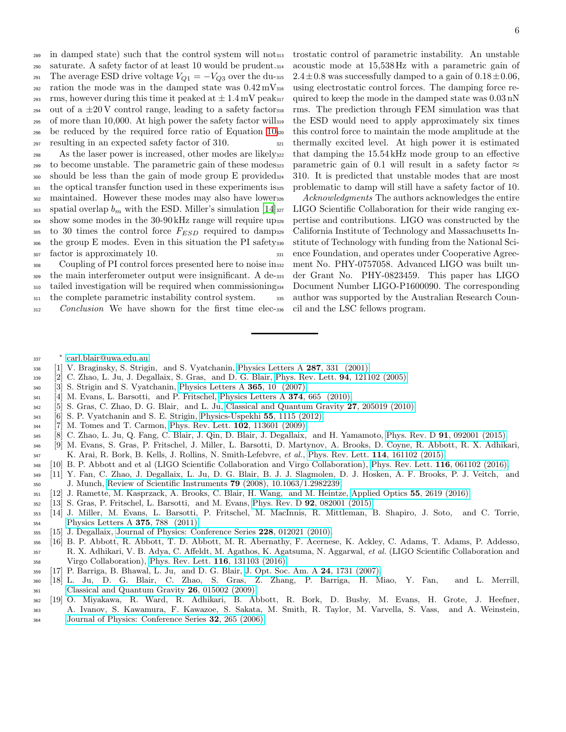in damped state) such that the control system will not saturate. A safety factor of at least 10 would be prudent. The average ESD drive voltage $V_{Q1} = -V_{Q3}$ over the duration the mode was in the damped state was 0.42 mV rms, however during this time it peaked at $\pm$ 1.4 mV peak out of a $\pm$20 V control range, leading to a safety factor of more than 10,000. At high power the safety factor will be reduced by the required force ratio of Equation 10 resulting in an expected safety factor of 310.

As the laser power is increased, other modes are likely to become unstable. The parametric gain of these modes should be less than the gain of mode group E provided the optical transfer function used in these experiments is maintained. However these modes may also have lower spatial overlap $b_m$ with the ESD. Miller's simulation [14] show some modes in the 30-90 kHz range will require up to 30 times the control force $F_{ESD}$ required to damp the group E modes. Even in this situation the PI safety factor is approximately 10.

Coupling of PI control forces presented here to noise in the main interferometer output were insignificant. A detailed investigation will be required when commissioning the complete parametric instability control system.

*Conclusion* We have shown for the first time electrostatic control of parametric instability. An unstable acoustic mode at 15,538 Hz with a parametric gain of $2.4 \pm 0.8$ was successfully damped to a gain of $0.18 \pm 0.06$, using electrostatic control forces. The damping force required to keep the mode in the damped state was 0.03 nN rms. The prediction through FEM simulation was that the ESD would need to apply approximately six times this control force to maintain the mode amplitude at the thermally excited level. At high power it is estimated that damping the 15.54 kHz mode group to an effective parametric gain of 0.1 will result in a safety factor $\approx$ 310. It is predicted that unstable modes that are most problematic to damp will still have a safety factor of 10.

*Acknowledgments* The authors acknowledges the entire LIGO Scientific Collaboration for their wide ranging expertise and contributions. LIGO was constructed by the California Institute of Technology and Massachusetts Institute of Technology with funding from the National Science Foundation, and operates under Cooperative Agreement No. PHY-0757058. Advanced LIGO was built under Grant No. PHY-0823459. This paper has LIGO Document Number LIGO-P1600090. The corresponding author was supported by the Australian Research Council and the LSC fellows program.

---

\* carl.blair@uwa.edu.au

[1] V. Braginsky, S. Strigin, and S. Vyatchanin, Physics Letters A **287**, 331 (2001).

[2] C. Zhao, L. Ju, J. Degallaix, S. Gras, and D. G. Blair, Phys. Rev. Lett. **94**, 121102 (2005).

[3] S. Strigin and S. Vyatchanin, Physics Letters A **365**, 10 (2007).

[4] M. Evans, L. Barsotti, and P. Fritschel, Physics Letters A **374**, 665 (2010).

[5] S. Gras, C. Zhao, D. G. Blair, and L. Ju, Classical and Quantum Gravity **27**, 205019 (2010).

[6] S. P. Vyatchanin and S. E. Strigin, Physics-Uspekhi **55**, 1115 (2012).

[7] M. Tomes and T. Carmon, Phys. Rev. Lett. **102**, 113601 (2009).

[8] C. Zhao, L. Ju, Q. Fang, C. Blair, J. Qin, D. Blair, J. Degallaix, and H. Yamamoto, Phys. Rev. D **91**, 092001 (2015).

[9] M. Evans, S. Gras, P. Fritschel, J. Miller, L. Barsotti, D. Martynov, A. Brooks, D. Coyne, R. Abbott, R. X. Adhikari, K. Arai, R. Bork, B. Kells, J. Rollins, N. Smith-Lefebvre, *et al.*, Phys. Rev. Lett. **114**, 161102 (2015).

[10] B. P. Abbott and et al (LIGO Scientific Collaboration and Virgo Collaboration), Phys. Rev. Lett. **116**, 061102 (2016).

[11] Y. Fan, C. Zhao, J. Degallaix, L. Ju, D. G. Blair, B. J. J. Slagmolen, D. J. Hosken, A. F. Brooks, P. J. Veitch, and J. Munch, Review of Scientific Instruments **79** (2008), 10.1063/1.2982239.

[12] J. Ramette, M. Kasprzack, A. Brooks, C. Blair, H. Wang, and M. Heintze, Applied Optics **55**, 2619 (2016).

[13] S. Gras, P. Fritschel, L. Barsotti, and M. Evans, Phys. Rev. D **92**, 082001 (2015).

[14] J. Miller, M. Evans, L. Barsotti, P. Fritschel, M. MacInnis, R. Mittleman, B. Shapiro, J. Soto, and C. Torrie, Physics Letters A **375**, 788 (2011).

[15] J. Degallaix, Journal of Physics: Conference Series **228**, 012021 (2010).

[16] B. P. Abbott, R. Abbott, T. D. Abbott, M. R. Abernathy, F. Acernese, K. Ackley, C. Adams, T. Adams, P. Addesso, R. X. Adhikari, V. B. Adya, C. Affeldt, M. Agathos, K. Agatsuma, N. Aggarwal, *et al.* (LIGO Scientific Collaboration and Virgo Collaboration), Phys. Rev. Lett. **116**, 131103 (2016).

[17] P. Barriga, B. Bhawal, L. Ju, and D. G. Blair, J. Opt. Soc. Am. A **24**, 1731 (2007).

[18] L. Ju, D. G. Blair, C. Zhao, S. Gras, Z. Zhang, P. Barriga, H. Miao, Y. Fan, and L. Merrill, Classical and Quantum Gravity **26**, 015002 (2009).

[19] O. Miyakawa, R. Ward, R. Adhikari, B. Abbott, R. Bork, D. Busby, M. Evans, H. Grote, J. Heefner, A. Ivanov, S. Kawamura, F. Kawazoe, S. Sakata, M. Smith, R. Taylor, M. Varvella, S. Vass, and A. Weinstein, Journal of Physics: Conference Series **32**, 265 (2006).